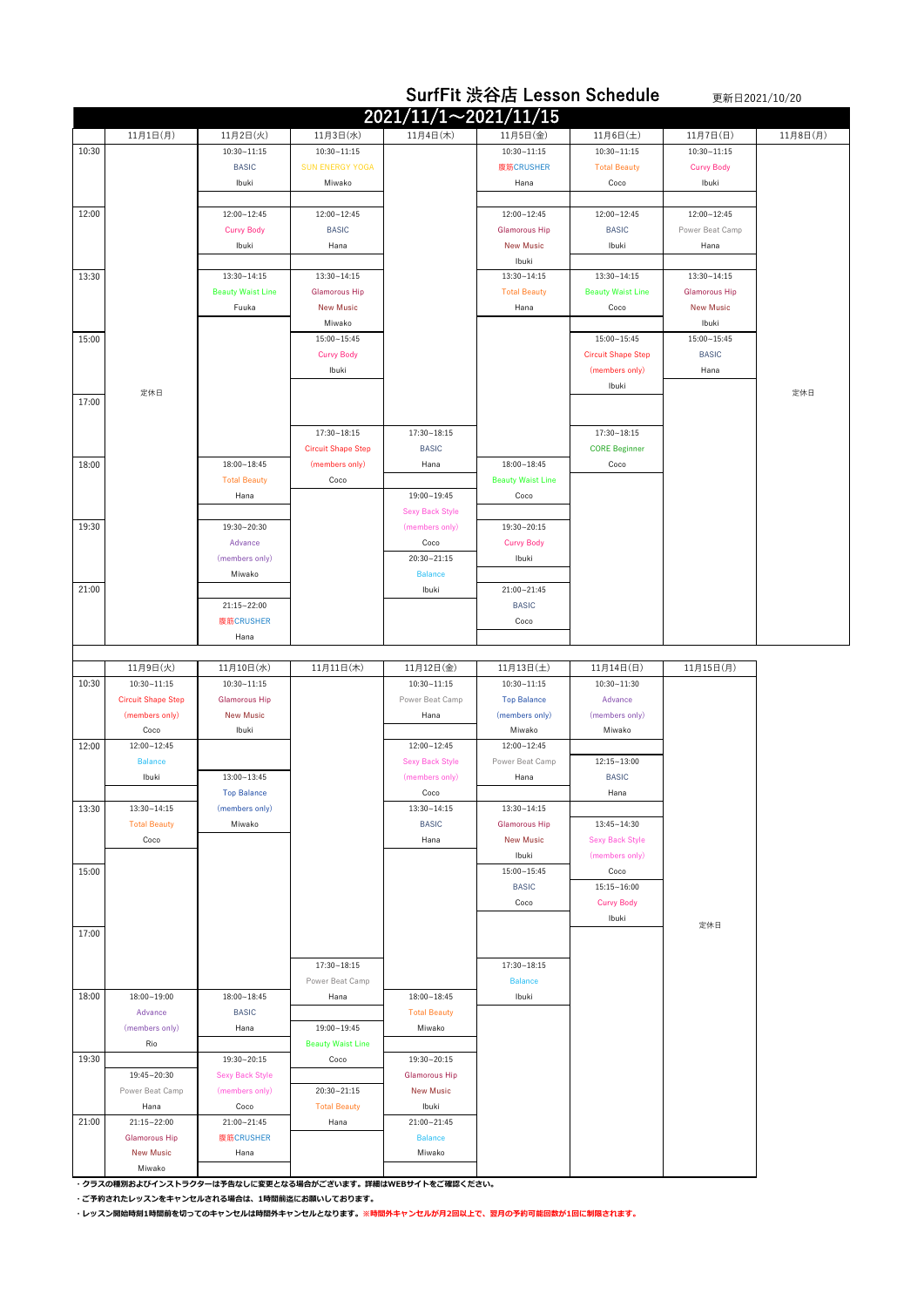# SurfFit 渋谷店 Lesson Schedule

更新日2021/10/20

## 2021/11/1～2021/11/15

| | 11月1日(月) | 11月2日(火) | 11月3日(水) | 11月4日(木) | 11月5日(金) | 11月6日(土) | 11月7日(日) | 11月8日(月) |
|---|---|---|---|---|---|---|---|---|
| 10:30 | 定休日 | 10:30~11:15 BASIC Ibuki | 10:30~11:15 SUN ENERGY YOGA Miwako | | 10:30~11:15 腹筋CRUSHER Hana | 10:30~11:15 Total Beauty Coco | 10:30~11:15 Curvy Body Ibuki | 定休日 |
| 12:00 | | 12:00~12:45 Curvy Body Ibuki | 12:00~12:45 BASIC Hana | | 12:00~12:45 Glamorous Hip New Music Ibuki | 12:00~12:45 BASIC Ibuki | 12:00~12:45 Power Beat Camp Hana | |
| 13:30 | | 13:30~14:15 Beauty Waist Line Fuuka | 13:30~14:15 Glamorous Hip New Music Miwako | | 13:30~14:15 Total Beauty Hana | 13:30~14:15 Beauty Waist Line Coco | 13:30~14:15 Glamorous Hip New Music Ibuki | |
| 15:00 | | | 15:00~15:45 Curvy Body Ibuki | | | 15:00~15:45 Circuit Shape Step (members only) Ibuki | 15:00~15:45 BASIC Hana | |
| 17:00 | | | 17:30~18:15 Circuit Shape Step (members only) Coco | 17:30~18:15 BASIC Hana | | 17:30~18:15 CORE Beginner Coco | | |
| 18:00 | | 18:00~18:45 Total Beauty Hana | | 19:00~19:45 Sexy Back Style (members only) Coco | 18:00~18:45 Beauty Waist Line Coco | | | |
| 19:30 | | 19:30~20:30 Advance (members only) Miwako | | 20:30~21:15 Balance Ibuki | 19:30~20:15 Curvy Body Ibuki | | | |
| 21:00 | | 21:15~22:00 腹筋CRUSHER Hana | | | 21:00~21:45 BASIC Coco | | | |

| | 11月9日(火) | 11月10日(水) | 11月11日(木) | 11月12日(金) | 11月13日(土) | 11月14日(日) | 11月15日(月) |
|---|---|---|---|---|---|---|---|
| 10:30 | 10:30~11:15 Circuit Shape Step (members only) Coco | 10:30~11:15 Glamorous Hip New Music Ibuki | | 10:30~11:15 Power Beat Camp Hana | 10:30~11:15 Top Balance (members only) Miwako | 10:30~11:30 Advance (members only) Miwako | 定休日 |
| 12:00 | 12:00~12:45 Balance Ibuki | 13:00~13:45 Top Balance (members only) Miwako | | 12:00~12:45 Sexy Back Style (members only) Coco | 12:00~12:45 Power Beat Camp Hana | 12:15~13:00 BASIC Hana | |
| 13:30 | 13:30~14:15 Total Beauty Coco | | | 13:30~14:15 BASIC Hana | 13:30~14:15 Glamorous Hip New Music Ibuki | 13:45~14:30 Sexy Back Style (members only) Coco | |
| 15:00 | | | | | 15:00~15:45 BASIC Coco | 15:15~16:00 Curvy Body Ibuki | |
| 17:00 | | | 17:30~18:15 Power Beat Camp Hana | | 17:30~18:15 Balance Ibuki | | |
| 18:00 | 18:00~19:00 Advance (members only) Rio | 18:00~18:45 BASIC Hana | 19:00~19:45 Beauty Waist Line Coco | 18:00~18:45 Total Beauty Miwako | | | |
| 19:30 | 19:45~20:30 Power Beat Camp Hana | 19:30~20:15 Sexy Back Style (members only) Coco | 20:30~21:15 Total Beauty Hana | 19:30~20:15 Glamorous Hip New Music Ibuki | | | |
| 21:00 | 21:15~22:00 Glamorous Hip New Music Miwako | 21:00~21:45 腹筋CRUSHER Hana | | 21:00~21:45 Balance Miwako | | | |

- **クラスの種別およびインストラクターは予告なしに変更となる場合がございます。詳細はWEBサイトをご確認ください。**
- **ご予約されたレッスンをキャンセルされる場合は、1時間前迄にお願いしております。**
- **レッスン開始時刻1時間前を切ってのキャンセルは時間外キャンセルとなります。※時間外キャンセルが月2回以上で、翌月の予約可能回数が1回に制限されます。**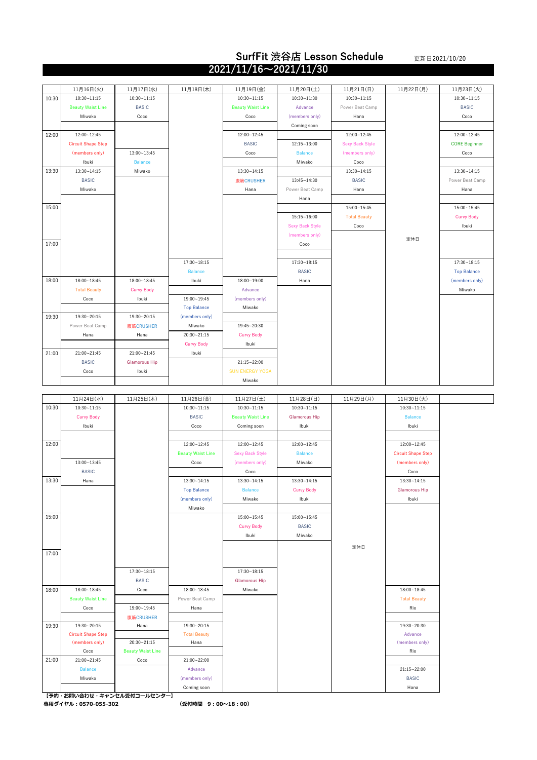# SurfFit 渋谷店 Lesson Schedule

更新日2021/10/20

## 2021/11/16〜2021/11/30

| | 11月16日(火) | 11月17日(水) | 11月18日(木) | 11月19日(金) | 11月20日(土) | 11月21日(日) | 11月22日(月) | 11月23日(火) |
|---|---|---|---|---|---|---|---|---|
| 10:30 | 10:30~11:15 Beauty Waist Line Miwako | 10:30~11:15 BASIC Coco | | 10:30~11:15 Beauty Waist Line Coco | 10:30~11:30 Advance (members only) Coming soon | 10:30~11:15 Power Beat Camp Hana | 定休日 | 10:30~11:15 BASIC Coco |
| 12:00 | 12:00~12:45 Circuit Shape Step (members only) Ibuki | 13:00~13:45 Balance Miwako | | 12:00~12:45 BASIC Coco | 12:15~13:00 Balance Miwako | 12:00~12:45 Sexy Back Style (members only) Coco | | 12:00~12:45 CORE Beginner Coco |
| 13:30 | 13:30~14:15 BASIC Miwako | | | 13:30~14:15 腹筋CRUSHER Hana | 13:45~14:30 Power Beat Camp Hana | 13:30~14:15 BASIC Hana | | 13:30~14:15 Power Beat Camp Hana |
| 15:00 | | | | | 15:15~16:00 Sexy Back Style (members only) Coco | 15:00~15:45 Total Beauty Coco | | 15:00~15:45 Curvy Body Ibuki |
| 17:00 | | | 17:30~18:15 Balance Ibuki | | 17:30~18:15 BASIC Hana | | | 17:30~18:15 Top Balance (members only) Miwako |
| 18:00 | 18:00~18:45 Total Beauty Coco | 18:00~18:45 Curvy Body Ibuki | 19:00~19:45 Top Balance (members only) Miwako | 18:00~19:00 Advance (members only) Miwako | | | | |
| 19:30 | 19:30~20:15 Power Beat Camp Hana | 19:30~20:15 腹筋CRUSHER Hana | 20:30~21:15 Curvy Body Ibuki | 19:45~20:30 Curvy Body Ibuki | | | | |
| 21:00 | 21:00~21:45 BASIC Coco | 21:00~21:45 Glamorous Hip Ibuki | | 21:15~22:00 SUN ENERGY YOGA Miwako | | | | |

| | 11月24日(水) | 11月25日(木) | 11月26日(金) | 11月27日(土) | 11月28日(日) | 11月29日(月) | 11月30日(火) |
|---|---|---|---|---|---|---|---|
| 10:30 | 10:30~11:15 Curvy Body Ibuki | | 10:30~11:15 BASIC Coco | 10:30~11:15 Beauty Waist Line Coming soon | 10:30~11:15 Glamorous Hip Ibuki | 定休日 | 10:30~11:15 Balance Ibuki |
| 12:00 | 13:00~13:45 BASIC Hana | | 12:00~12:45 Beauty Waist Line Coco | 12:00~12:45 Sexy Back Style (members only) Coco | 12:00~12:45 Balance Miwako | | 12:00~12:45 Circuit Shape Step (members only) Coco |
| 13:30 | | | 13:30~14:15 Top Balance (members only) Miwako | 13:30~14:15 Balance Miwako | 13:30~14:15 Curvy Body Ibuki | | 13:30~14:15 Glamorous Hip Ibuki |
| 15:00 | | | | 15:00~15:45 Curvy Body Ibuki | 15:00~15:45 BASIC Miwako | | |
| 17:00 | | 17:30~18:15 BASIC Coco | | 17:30~18:15 Glamorous Hip Miwako | | | |
| 18:00 | 18:00~18:45 Beauty Waist Line Coco | 19:00~19:45 腹筋CRUSHER Hana | 18:00~18:45 Power Beat Camp Hana | | | | 18:00~18:45 Total Beauty Rio |
| 19:30 | 19:30~20:15 Circuit Shape Step (members only) Coco | 20:30~21:15 Beauty Waist Line Coco | 19:30~20:15 Total Beauty Hana | | | | 19:30~20:30 Advance (members only) Rio |
| 21:00 | 21:00~21:45 Balance Miwako | | 21:00~22:00 Advance (members only) Coming soon | | | | 21:15~22:00 BASIC Hana |

**【予約・お問い合わせ・キャンセル受付コールセンター】**
**専用ダイヤル：0570-055-302**　　**(受付時間　9：00〜18：00)**